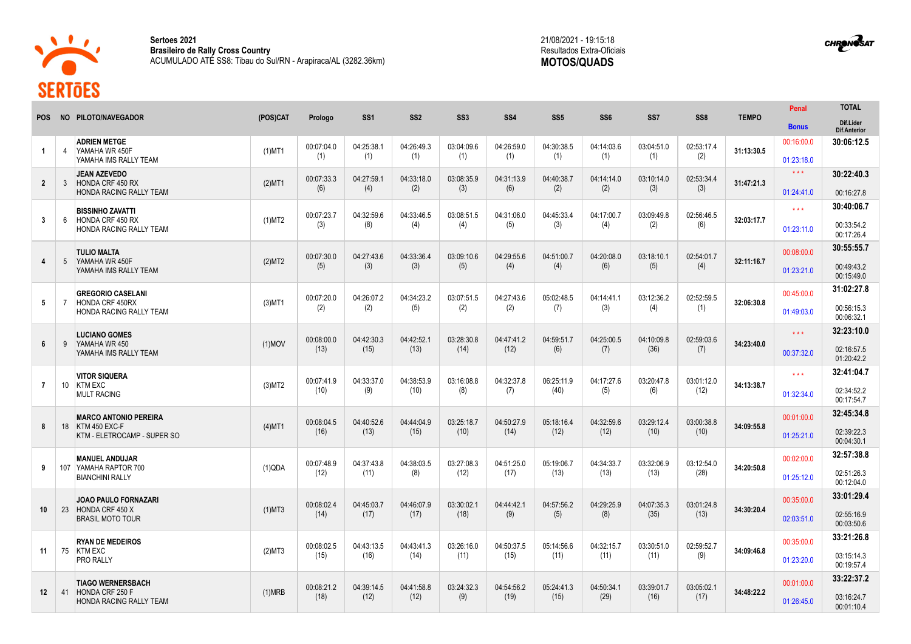**Sertoes 2021**
**Brasileiro de Rally Cross Country**
ACUMULADO ATÉ SS8: Tibau do Sul/RN - Arapiraca/AL (3282.36km)

21/08/2021 - 19:15:18
Resultados Extra-Oficiais
**MOTOS/QUADS**

| POS | NO | PILOTO/NAVEGADOR | (POS)CAT | Prologo | SS1 | SS2 | SS3 | SS4 | SS5 | SS6 | SS7 | SS8 | TEMPO | Penal / Bonus | TOTAL / Dif.Lider / Dif.Anterior |
|---|---|---|---|---|---|---|---|---|---|---|---|---|---|---|---|
| 1 | 4 | **ADRIEN METGE** YAMAHA WR 450F YAMAHA IMS RALLY TEAM | (1)MT1 | 00:07:04.0 (1) | 04:25:38.1 (1) | 04:26:49.3 (1) | 03:04:09.6 (1) | 04:26:59.0 (1) | 04:30:38.5 (1) | 04:14:03.6 (1) | 03:04:51.0 (1) | 02:53:17.4 (2) | 31:13:30.5 | 00:16:00.0 / 01:23:18.0 | **30:06:12.5** |
| 2 | 3 | **JEAN AZEVEDO** HONDA CRF 450 RX HONDA RACING RALLY TEAM | (2)MT1 | 00:07:33.3 (6) | 04:27:59.1 (4) | 04:33:18.0 (2) | 03:08:35.9 (3) | 04:31:13.9 (6) | 04:40:38.7 (2) | 04:14:14.0 (2) | 03:10:14.0 (3) | 02:53:34.4 (3) | 31:47:21.3 | \*\*\* / 01:24:41.0 | **30:22:40.3** 00:16:27.8 |
| 3 | 6 | **BISSINHO ZAVATTI** HONDA CRF 450 RX HONDA RACING RALLY TEAM | (1)MT2 | 00:07:23.7 (3) | 04:32:59.6 (8) | 04:33:46.5 (4) | 03:08:51.5 (4) | 04:31:06.0 (5) | 04:45:33.4 (3) | 04:17:00.7 (4) | 03:09:49.8 (2) | 02:56:46.5 (6) | 32:03:17.7 | \*\*\* / 01:23:11.0 | **30:40:06.7** 00:33:54.2 00:17:26.4 |
| 4 | 5 | **TULIO MALTA** YAMAHA WR 450F YAMAHA IMS RALLY TEAM | (2)MT2 | 00:07:30.0 (5) | 04:27:43.6 (3) | 04:33:36.4 (3) | 03:09:10.6 (5) | 04:29:55.6 (4) | 04:51:00.7 (4) | 04:20:08.0 (6) | 03:18:10.1 (5) | 02:54:01.7 (4) | 32:11:16.7 | 00:08:00.0 / 01:23:21.0 | **30:55:55.7** 00:49:43.2 00:15:49.0 |
| 5 | 7 | **GREGORIO CASELANI** HONDA CRF 450RX HONDA RACING RALLY TEAM | (3)MT1 | 00:07:20.0 (2) | 04:26:07.2 (2) | 04:34:23.2 (5) | 03:07:51.5 (2) | 04:27:43.6 (2) | 05:02:48.5 (7) | 04:14:41.1 (3) | 03:12:36.2 (4) | 02:52:59.5 (1) | 32:06:30.8 | 00:45:00.0 / 01:49:03.0 | **31:02:27.8** 00:56:15.3 00:06:32.1 |
| 6 | 9 | **LUCIANO GOMES** YAMAHA WR 450 YAMAHA IMS RALLY TEAM | (1)MOV | 00:08:00.0 (13) | 04:42:30.3 (15) | 04:42:52.1 (13) | 03:28:30.8 (14) | 04:47:41.2 (12) | 04:59:51.7 (6) | 04:25:00.5 (7) | 04:10:09.8 (36) | 02:59:03.6 (7) | 34:23:40.0 | \*\*\* / 00:37:32.0 | **32:23:10.0** 02:16:57.5 01:20:42.2 |
| 7 | 10 | **VITOR SIQUERA** KTM EXC MULT RACING | (3)MT2 | 00:07:41.9 (10) | 04:33:37.0 (9) | 04:38:53.9 (10) | 03:16:08.8 (8) | 04:32:37.8 (7) | 06:25:11.9 (40) | 04:17:27.6 (5) | 03:20:47.8 (6) | 03:01:12.0 (12) | 34:13:38.7 | \*\*\* / 01:32:34.0 | **32:41:04.7** 02:34:52.2 00:17:54.7 |
| 8 | 18 | **MARCO ANTONIO PEREIRA** KTM 450 EXC-F KTM - ELETROCAMP - SUPER SO | (4)MT1 | 00:08:04.5 (16) | 04:40:52.6 (13) | 04:44:04.9 (15) | 03:25:18.7 (10) | 04:50:27.9 (14) | 05:18:16.4 (12) | 04:32:59.6 (12) | 03:29:12.4 (10) | 03:00:38.8 (10) | 34:09:55.8 | 00:01:00.0 / 01:25:21.0 | **32:45:34.8** 02:39:22.3 00:04:30.1 |
| 9 | 107 | **MANUEL ANDUJAR** YAMAHA RAPTOR 700 BIANCHINI RALLY | (1)QDA | 00:07:48.9 (12) | 04:37:43.8 (11) | 04:38:03.5 (8) | 03:27:08.3 (12) | 04:51:25.0 (17) | 05:19:06.7 (13) | 04:34:33.7 (13) | 03:32:06.9 (13) | 03:12:54.0 (28) | 34:20:50.8 | 00:02:00.0 / 01:25:12.0 | **32:57:38.8** 02:51:26.3 00:12:04.0 |
| 10 | 23 | **JOAO PAULO FORNAZARI** HONDA CRF 450 X BRASIL MOTO TOUR | (1)MT3 | 00:08:02.4 (14) | 04:45:03.7 (17) | 04:46:07.9 (17) | 03:30:02.1 (18) | 04:44:42.1 (9) | 04:57:56.2 (5) | 04:29:25.9 (8) | 04:07:35.3 (35) | 03:01:24.8 (13) | 34:30:20.4 | 00:35:00.0 / 02:03:51.0 | **33:01:29.4** 02:55:16.9 00:03:50.6 |
| 11 | 75 | **RYAN DE MEDEIROS** KTM EXC PRO RALLY | (2)MT3 | 00:08:02.5 (15) | 04:43:13.5 (16) | 04:43:41.3 (14) | 03:26:16.0 (11) | 04:50:37.5 (15) | 05:14:56.6 (11) | 04:32:15.7 (11) | 03:30:51.0 (11) | 02:59:52.7 (9) | 34:09:46.8 | 00:35:00.0 / 01:23:20.0 | **33:21:26.8** 03:15:14.3 00:19:57.4 |
| 12 | 41 | **TIAGO WERNERSBACH** HONDA CRF 250 F HONDA RACING RALLY TEAM | (1)MRB | 00:08:21.2 (18) | 04:39:14.5 (12) | 04:41:58.8 (12) | 03:24:32.3 (9) | 04:54:56.2 (19) | 05:24:41.3 (15) | 04:50:34.1 (29) | 03:39:01.7 (16) | 03:05:02.1 (17) | 34:48:22.2 | 00:01:00.0 / 01:26:45.0 | **33:22:37.2** 03:16:24.7 00:01:10.4 |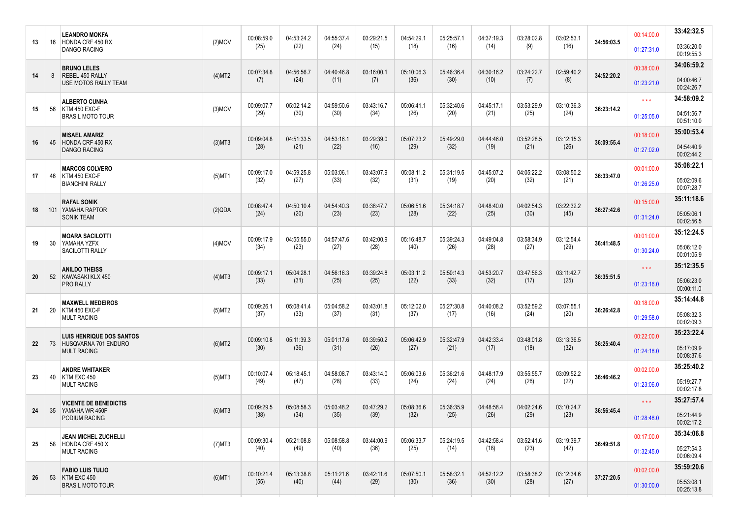| | | | | | | | | | | | | | | | |
|---|---|---|---|---|---|---|---|---|---|---|---|---|---|---|---|
| 13 | 16 | **LEANDRO MOKFA**<br>HONDA CRF 450 RX<br>DANGO RACING | (2)MOV | 00:08:59.0<br>(25) | 04:53:24.2<br>(22) | 04:55:37.4<br>(24) | 03:29:21.5<br>(15) | 04:54:29.1<br>(18) | 05:25:57.1<br>(16) | 04:37:19.3<br>(14) | 03:28:02.8<br>(9) | 03:02:53.1<br>(16) | 34:56:03.5 | 00:14:00.0<br>01:27:31.0 | **33:42:32.5**<br>03:36:20.0<br>00:19:55.3 |
| 14 | 8 | **BRUNO LELES**<br>REBEL 450 RALLY<br>USE MOTOS RALLY TEAM | (4)MT2 | 00:07:34.8<br>(7) | 04:56:56.7<br>(24) | 04:40:46.8<br>(11) | 03:16:00.1<br>(7) | 05:10:06.3<br>(36) | 05:46:36.4<br>(30) | 04:30:16.2<br>(10) | 03:24:22.7<br>(7) | 02:59:40.2<br>(8) | 34:52:20.2 | 00:38:00.0<br>01:23:21.0 | **34:06:59.2**<br>04:00:46.7<br>00:24:26.7 |
| 15 | 56 | **ALBERTO CUNHA**<br>KTM 450 EXC-F<br>BRASIL MOTO TOUR | (3)MOV | 00:09:07.7<br>(29) | 05:02:14.2<br>(30) | 04:59:50.6<br>(30) | 03:43:16.7<br>(34) | 05:06:41.1<br>(26) | 05:32:40.6<br>(20) | 04:45:17.1<br>(21) | 03:53:29.9<br>(25) | 03:10:36.3<br>(24) | 36:23:14.2 | \* \* \*<br>01:25:05.0 | **34:58:09.2**<br>04:51:56.7<br>00:51:10.0 |
| 16 | 45 | **MISAEL AMARIZ**<br>HONDA CRF 450 RX<br>DANGO RACING | (3)MT3 | 00:09:04.8<br>(28) | 04:51:33.5<br>(21) | 04:53:16.1<br>(22) | 03:29:39.0<br>(16) | 05:07:23.2<br>(29) | 05:49:29.0<br>(32) | 04:44:46.0<br>(19) | 03:52:28.5<br>(21) | 03:12:15.3<br>(26) | 36:09:55.4 | 00:18:00.0<br>01:27:02.0 | **35:00:53.4**<br>04:54:40.9<br>00:02:44.2 |
| 17 | 46 | **MARCOS COLVERO**<br>KTM 450 EXC-F<br>BIANCHINI RALLY | (5)MT1 | 00:09:17.0<br>(32) | 04:59:25.8<br>(27) | 05:03:06.1<br>(33) | 03:43:07.9<br>(32) | 05:08:11.2<br>(31) | 05:31:19.5<br>(19) | 04:45:07.2<br>(20) | 04:05:22.2<br>(32) | 03:08:50.2<br>(21) | 36:33:47.0 | 00:01:00.0<br>01:26:25.0 | **35:08:22.1**<br>05:02:09.6<br>00:07:28.7 |
| 18 | 101 | **RAFAL SONIK**<br>YAMAHA RAPTOR<br>SONIK TEAM | (2)QDA | 00:08:47.4<br>(24) | 04:50:10.4<br>(20) | 04:54:40.3<br>(23) | 03:38:47.7<br>(23) | 05:06:51.6<br>(28) | 05:34:18.7<br>(22) | 04:48:40.0<br>(25) | 04:02:54.3<br>(30) | 03:22:32.2<br>(45) | 36:27:42.6 | 00:15:00.0<br>01:31:24.0 | **35:11:18.6**<br>05:05:06.1<br>00:02:56.5 |
| 19 | 30 | **MOARA SACILOTTI**<br>YAMAHA YZFX<br>SACILOTTI RALLY | (4)MOV | 00:09:17.9<br>(34) | 04:55:55.0<br>(23) | 04:57:47.6<br>(27) | 03:42:00.9<br>(28) | 05:16:48.7<br>(40) | 05:39:24.3<br>(26) | 04:49:04.8<br>(28) | 03:58:34.9<br>(27) | 03:12:54.4<br>(29) | 36:41:48.5 | 00:01:00.0<br>01:30:24.0 | **35:12:24.5**<br>05:06:12.0<br>00:01:05.9 |
| 20 | 52 | **ANILDO THEISS**<br>KAWASAKI KLX 450<br>PRO RALLY | (4)MT3 | 00:09:17.1<br>(33) | 05:04:28.1<br>(31) | 04:56:16.3<br>(25) | 03:39:24.8<br>(25) | 05:03:11.2<br>(22) | 05:50:14.3<br>(33) | 04:53:20.7<br>(32) | 03:47:56.3<br>(17) | 03:11:42.7<br>(25) | 36:35:51.5 | \* \* \*<br>01:23:16.0 | **35:12:35.5**<br>05:06:23.0<br>00:00:11.0 |
| 21 | 20 | **MAXWELL MEDEIROS**<br>KTM 450 EXC-F<br>MULT RACING | (5)MT2 | 00:09:26.1<br>(37) | 05:08:41.4<br>(33) | 05:04:58.2<br>(37) | 03:43:01.8<br>(31) | 05:12:02.0<br>(37) | 05:27:30.8<br>(17) | 04:40:08.2<br>(16) | 03:52:59.2<br>(24) | 03:07:55.1<br>(20) | 36:26:42.8 | 00:18:00.0<br>01:29:58.0 | **35:14:44.8**<br>05:08:32.3<br>00:02:09.3 |
| 22 | 73 | **LUIS HENRIQUE DOS SANTOS**<br>HUSQVARNA 701 ENDURO<br>MULT RACING | (6)MT2 | 00:09:10.8<br>(30) | 05:11:39.3<br>(36) | 05:01:17.6<br>(31) | 03:39:50.2<br>(26) | 05:06:42.9<br>(27) | 05:32:47.9<br>(21) | 04:42:33.4<br>(17) | 03:48:01.8<br>(18) | 03:13:36.5<br>(32) | 36:25:40.4 | 00:22:00.0<br>01:24:18.0 | **35:23:22.4**<br>05:17:09.9<br>00:08:37.6 |
| 23 | 40 | **ANDRE WHITAKER**<br>KTM EXC 450<br>MULT RACING | (5)MT3 | 00:10:07.4<br>(49) | 05:18:45.1<br>(47) | 04:58:08.7<br>(28) | 03:43:14.0<br>(33) | 05:06:03.6<br>(24) | 05:36:21.6<br>(24) | 04:48:17.9<br>(24) | 03:55:55.7<br>(26) | 03:09:52.2<br>(22) | 36:46:46.2 | 00:02:00.0<br>01:23:06.0 | **35:25:40.2**<br>05:19:27.7<br>00:02:17.8 |
| 24 | 35 | **VICENTE DE BENEDICTIS**<br>YAMAHA WR 450F<br>PODIUM RACING | (6)MT3 | 00:09:29.5<br>(38) | 05:08:58.3<br>(34) | 05:03:48.2<br>(35) | 03:47:29.2<br>(39) | 05:08:36.6<br>(32) | 05:36:35.9<br>(25) | 04:48:58.4<br>(26) | 04:02:24.6<br>(29) | 03:10:24.7<br>(23) | 36:56:45.4 | \* \* \*<br>01:28:48.0 | **35:27:57.4**<br>05:21:44.9<br>00:02:17.2 |
| 25 | 58 | **JEAN MICHEL ZUCHELLI**<br>HONDA CRF 450 X<br>MULT RACING | (7)MT3 | 00:09:30.4<br>(40) | 05:21:08.8<br>(49) | 05:08:58.8<br>(40) | 03:44:00.9<br>(36) | 05:06:33.7<br>(25) | 05:24:19.5<br>(14) | 04:42:58.4<br>(18) | 03:52:41.6<br>(23) | 03:19:39.7<br>(42) | 36:49:51.8 | 00:17:00.0<br>01:32:45.0 | **35:34:06.8**<br>05:27:54.3<br>00:06:09.4 |
| 26 | 53 | **FABIO LUIS TULIO**<br>KTM EXC 450<br>BRASIL MOTO TOUR | (6)MT1 | 00:10:21.4<br>(55) | 05:13:38.8<br>(40) | 05:11:21.6<br>(44) | 03:42:11.6<br>(29) | 05:07:50.1<br>(30) | 05:58:32.1<br>(36) | 04:52:12.2<br>(30) | 03:58:38.2<br>(28) | 03:12:34.6<br>(27) | 37:27:20.5 | 00:02:00.0<br>01:30:00.0 | **35:59:20.6**<br>05:53:08.1<br>00:25:13.8 |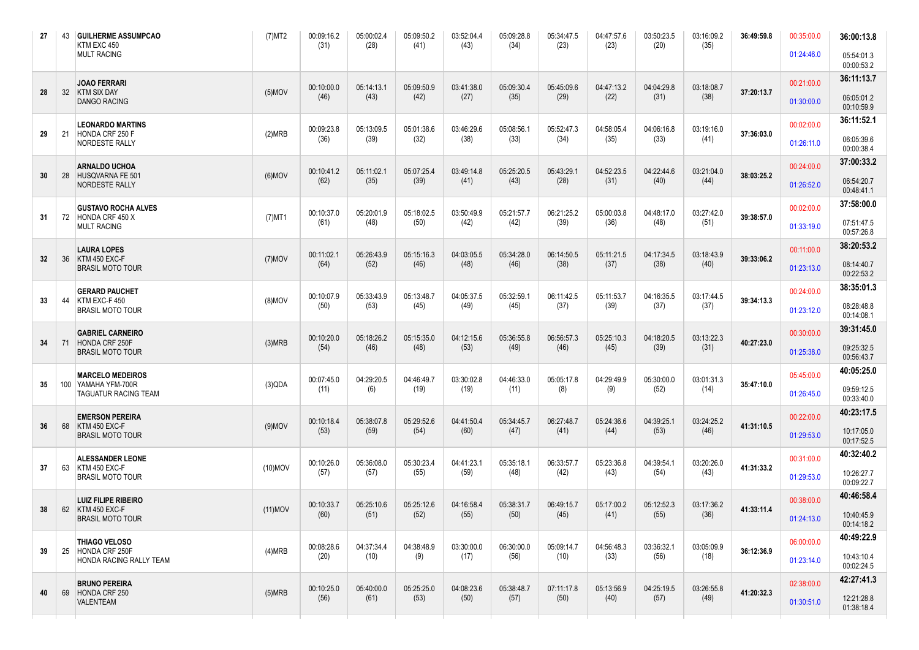| Pos | Nº | Piloto / Moto / Equipe | Cat | | | | | | | | | | | | |
|---|---|---|---|---|---|---|---|---|---|---|---|---|---|---|---|
| 27 | 43 | GUILHERME ASSUMPCAO<br>KTM EXC 450<br>MULT RACING | (7)MT2 | 00:09:16.2<br>(31) | 05:00:02.4<br>(28) | 05:09:50.2<br>(41) | 03:52:04.4<br>(43) | 05:09:28.8<br>(34) | 05:34:47.5<br>(23) | 04:47:57.6<br>(23) | 03:50:23.5<br>(20) | 03:16:09.2<br>(35) | 36:49:59.8 | 00:35:00.0<br>01:24:46.0 | 36:00:13.8<br>05:54:01.3<br>00:00:53.2 |
| 28 | 32 | JOAO FERRARI<br>KTM SIX DAY<br>DANGO RACING | (5)MOV | 00:10:00.0<br>(46) | 05:14:13.1<br>(43) | 05:09:50.9<br>(42) | 03:41:38.0<br>(27) | 05:09:30.4<br>(35) | 05:45:09.6<br>(29) | 04:47:13.2<br>(22) | 04:04:29.8<br>(31) | 03:18:08.7<br>(38) | 37:20:13.7 | 00:21:00.0<br>01:30:00.0 | 36:11:13.7<br>06:05:01.2<br>00:10:59.9 |
| 29 | 21 | LEONARDO MARTINS<br>HONDA CRF 250 F<br>NORDESTE RALLY | (2)MRB | 00:09:23.8<br>(36) | 05:13:09.5<br>(39) | 05:01:38.6<br>(32) | 03:46:29.6<br>(38) | 05:08:56.1<br>(33) | 05:52:47.3<br>(34) | 04:58:05.4<br>(35) | 04:06:16.8<br>(33) | 03:19:16.0<br>(41) | 37:36:03.0 | 00:02:00.0<br>01:26:11.0 | 36:11:52.1<br>06:05:39.6<br>00:00:38.4 |
| 30 | 28 | ARNALDO UCHOA<br>HUSQVARNA FE 501<br>NORDESTE RALLY | (6)MOV | 00:10:41.2<br>(62) | 05:11:02.1<br>(35) | 05:07:25.4<br>(39) | 03:49:14.8<br>(41) | 05:25:20.5<br>(43) | 05:43:29.1<br>(28) | 04:52:23.5<br>(31) | 04:22:44.6<br>(40) | 03:21:04.0<br>(44) | 38:03:25.2 | 00:24:00.0<br>01:26:52.0 | 37:00:33.2<br>06:54:20.7<br>00:48:41.1 |
| 31 | 72 | GUSTAVO ROCHA ALVES<br>HONDA CRF 450 X<br>MULT RACING | (7)MT1 | 00:10:37.0<br>(61) | 05:20:01.9<br>(48) | 05:18:02.5<br>(50) | 03:50:49.9<br>(42) | 05:21:57.7<br>(42) | 06:21:25.2<br>(39) | 05:00:03.8<br>(36) | 04:48:17.0<br>(48) | 03:27:42.0<br>(51) | 39:38:57.0 | 00:02:00.0<br>01:33:19.0 | 37:58:00.0<br>07:51:47.5<br>00:57:26.8 |
| 32 | 36 | LAURA LOPES<br>KTM 450 EXC-F<br>BRASIL MOTO TOUR | (7)MOV | 00:11:02.1<br>(64) | 05:26:43.9<br>(52) | 05:15:16.3<br>(46) | 04:03:05.5<br>(48) | 05:34:28.0<br>(46) | 06:14:50.5<br>(38) | 05:11:21.5<br>(37) | 04:17:34.5<br>(38) | 03:18:43.9<br>(40) | 39:33:06.2 | 00:11:00.0<br>01:23:13.0 | 38:20:53.2<br>08:14:40.7<br>00:22:53.2 |
| 33 | 44 | GERARD PAUCHET<br>KTM EXC-F 450<br>BRASIL MOTO TOUR | (8)MOV | 00:10:07.9<br>(50) | 05:33:43.9<br>(53) | 05:13:48.7<br>(45) | 04:05:37.5<br>(49) | 05:32:59.1<br>(45) | 06:11:42.5<br>(37) | 05:11:53.7<br>(39) | 04:16:35.5<br>(37) | 03:17:44.5<br>(37) | 39:34:13.3 | 00:24:00.0<br>01:23:12.0 | 38:35:01.3<br>08:28:48.8<br>00:14:08.1 |
| 34 | 71 | GABRIEL CARNEIRO<br>HONDA CRF 250F<br>BRASIL MOTO TOUR | (3)MRB | 00:10:20.0<br>(54) | 05:18:26.2<br>(46) | 05:15:35.0<br>(48) | 04:12:15.6<br>(53) | 05:36:55.8<br>(49) | 06:56:57.3<br>(46) | 05:25:10.3<br>(45) | 04:18:20.5<br>(39) | 03:13:22.3<br>(31) | 40:27:23.0 | 00:30:00.0<br>01:25:38.0 | 39:31:45.0<br>09:25:32.5<br>00:56:43.7 |
| 35 | 100 | MARCELO MEDEIROS<br>YAMAHA YFM-700R<br>TAGUATUR RACING TEAM | (3)QDA | 00:07:45.0<br>(11) | 04:29:20.5<br>(6) | 04:46:49.7<br>(19) | 03:30:02.8<br>(19) | 04:46:33.0<br>(11) | 05:05:17.8<br>(8) | 04:29:49.9<br>(9) | 05:30:00.0<br>(52) | 03:01:31.3<br>(14) | 35:47:10.0 | 05:45:00.0<br>01:26:45.0 | 40:05:25.0<br>09:59:12.5<br>00:33:40.0 |
| 36 | 68 | EMERSON PEREIRA<br>KTM 450 EXC-F<br>BRASIL MOTO TOUR | (9)MOV | 00:10:18.4<br>(53) | 05:38:07.8<br>(59) | 05:29:52.6<br>(54) | 04:41:50.4<br>(60) | 05:34:45.7<br>(47) | 06:27:48.7<br>(41) | 05:24:36.6<br>(44) | 04:39:25.1<br>(53) | 03:24:25.2<br>(46) | 41:31:10.5 | 00:22:00.0<br>01:29:53.0 | 40:23:17.5<br>10:17:05.0<br>00:17:52.5 |
| 37 | 63 | ALESSANDER LEONE<br>KTM 450 EXC-F<br>BRASIL MOTO TOUR | (10)MOV | 00:10:26.0<br>(57) | 05:36:08.0<br>(57) | 05:30:23.4<br>(55) | 04:41:23.1<br>(59) | 05:35:18.1<br>(48) | 06:33:57.7<br>(42) | 05:23:36.8<br>(43) | 04:39:54.1<br>(54) | 03:20:26.0<br>(43) | 41:31:33.2 | 00:31:00.0<br>01:29:53.0 | 40:32:40.2<br>10:26:27.7<br>00:09:22.7 |
| 38 | 62 | LUIZ FILIPE RIBEIRO<br>KTM 450 EXC-F<br>BRASIL MOTO TOUR | (11)MOV | 00:10:33.7<br>(60) | 05:25:10.6<br>(51) | 05:25:12.6<br>(52) | 04:16:58.4<br>(55) | 05:38:31.7<br>(50) | 06:49:15.7<br>(45) | 05:17:00.2<br>(41) | 05:12:52.3<br>(55) | 03:17:36.2<br>(36) | 41:33:11.4 | 00:38:00.0<br>01:24:13.0 | 40:46:58.4<br>10:40:45.9<br>00:14:18.2 |
| 39 | 25 | THIAGO VELOSO<br>HONDA CRF 250F<br>HONDA RACING RALLY TEAM | (4)MRB | 00:08:28.6<br>(20) | 04:37:34.4<br>(10) | 04:38:48.9<br>(9) | 03:30:00.0<br>(17) | 06:30:00.0<br>(56) | 05:09:14.7<br>(10) | 04:56:48.3<br>(33) | 03:36:32.1<br>(56) | 03:05:09.9<br>(18) | 36:12:36.9 | 06:00:00.0<br>01:23:14.0 | 40:49:22.9<br>10:43:10.4<br>00:02:24.5 |
| 40 | 69 | BRUNO PEREIRA<br>HONDA CRF 250<br>VALENTEAM | (5)MRB | 00:10:25.0<br>(56) | 05:40:00.0<br>(61) | 05:25:25.0<br>(53) | 04:08:23.6<br>(50) | 05:38:48.7<br>(57) | 07:11:17.8<br>(50) | 05:13:56.9<br>(40) | 04:25:19.5<br>(57) | 03:26:55.8<br>(49) | 41:20:32.3 | 02:38:00.0<br>01:30:51.0 | 42:27:41.3<br>12:21:28.8<br>01:38:18.4 |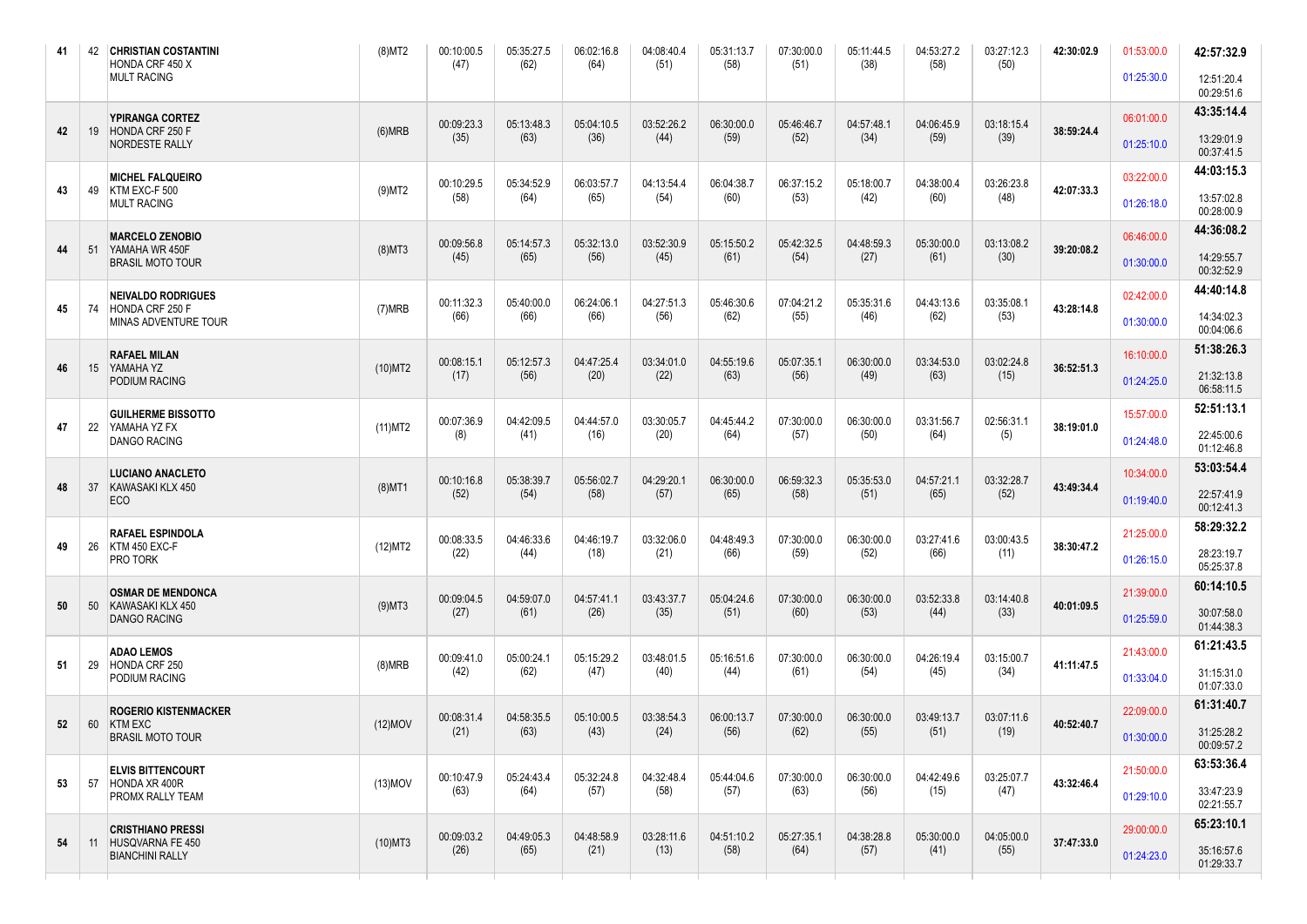| Pos | Nº | Piloto / Moto / Equipe | Cat | | | | | | | | | | Total | Penal. | Final |
|---|---|---|---|---|---|---|---|---|---|---|---|---|---|---|---|
| 41 | 42 | CHRISTIAN COSTANTINI<br>HONDA CRF 450 X<br>MULT RACING | (8)MT2 | 00:10:00.5<br>(47) | 05:35:27.5<br>(62) | 06:02:16.8<br>(64) | 04:08:40.4<br>(51) | 05:31:13.7<br>(58) | 07:30:00.0<br>(51) | 05:11:44.5<br>(38) | 04:53:27.2<br>(58) | 03:27:12.3<br>(50) | 42:30:02.9 | 01:53:00.0<br>01:25:30.0 | 42:57:32.9<br>12:51:20.4<br>00:29:51.6 |
| 42 | 19 | YPIRANGA CORTEZ<br>HONDA CRF 250 F<br>NORDESTE RALLY | (6)MRB | 00:09:23.3<br>(35) | 05:13:48.3<br>(63) | 05:04:10.5<br>(36) | 03:52:26.2<br>(44) | 06:30:00.0<br>(59) | 05:46:46.7<br>(52) | 04:57:48.1<br>(34) | 04:06:45.9<br>(59) | 03:18:15.4<br>(39) | 38:59:24.4 | 06:01:00.0<br>01:25:10.0 | 43:35:14.4<br>13:29:01.9<br>00:37:41.5 |
| 43 | 49 | MICHEL FALQUEIRO<br>KTM EXC-F 500<br>MULT RACING | (9)MT2 | 00:10:29.5<br>(58) | 05:34:52.9<br>(64) | 06:03:57.7<br>(65) | 04:13:54.4<br>(54) | 06:04:38.7<br>(60) | 06:37:15.2<br>(53) | 05:18:00.7<br>(42) | 04:38:00.4<br>(60) | 03:26:23.8<br>(48) | 42:07:33.3 | 03:22:00.0<br>01:26:18.0 | 44:03:15.3<br>13:57:02.8<br>00:28:00.9 |
| 44 | 51 | MARCELO ZENOBIO<br>YAMAHA WR 450F<br>BRASIL MOTO TOUR | (8)MT3 | 00:09:56.8<br>(45) | 05:14:57.3<br>(65) | 05:32:13.0<br>(56) | 03:52:30.9<br>(45) | 05:15:50.2<br>(61) | 05:42:32.5<br>(54) | 04:48:59.3<br>(27) | 05:30:00.0<br>(61) | 03:13:08.2<br>(30) | 39:20:08.2 | 06:46:00.0<br>01:30:00.0 | 44:36:08.2<br>14:29:55.7<br>00:32:52.9 |
| 45 | 74 | NEIVALDO RODRIGUES<br>HONDA CRF 250 F<br>MINAS ADVENTURE TOUR | (7)MRB | 00:11:32.3<br>(66) | 05:40:00.0<br>(66) | 06:24:06.1<br>(66) | 04:27:51.3<br>(56) | 05:46:30.6<br>(62) | 07:04:21.2<br>(55) | 05:35:31.6<br>(46) | 04:43:13.6<br>(62) | 03:35:08.1<br>(53) | 43:28:14.8 | 02:42:00.0<br>01:30:00.0 | 44:40:14.8<br>14:34:02.3<br>00:04:06.6 |
| 46 | 15 | RAFAEL MILAN<br>YAMAHA YZ<br>PODIUM RACING | (10)MT2 | 00:08:15.1<br>(17) | 05:12:57.3<br>(56) | 04:47:25.4<br>(20) | 03:34:01.0<br>(22) | 04:55:19.6<br>(63) | 05:07:35.1<br>(56) | 06:30:00.0<br>(49) | 03:34:53.0<br>(63) | 03:02:24.8<br>(15) | 36:52:51.3 | 16:10:00.0<br>01:24:25.0 | 51:38:26.3<br>21:32:13.8<br>06:58:11.5 |
| 47 | 22 | GUILHERME BISSOTTO<br>YAMAHA YZ FX<br>DANGO RACING | (11)MT2 | 00:07:36.9<br>(8) | 04:42:09.5<br>(41) | 04:44:57.0<br>(16) | 03:30:05.7<br>(20) | 04:45:44.2<br>(64) | 07:30:00.0<br>(57) | 06:30:00.0<br>(50) | 03:31:56.7<br>(64) | 02:56:31.1<br>(5) | 38:19:01.0 | 15:57:00.0<br>01:24:48.0 | 52:51:13.1<br>22:45:00.6<br>01:12:46.8 |
| 48 | 37 | LUCIANO ANACLETO<br>KAWASAKI KLX 450<br>ECO | (8)MT1 | 00:10:16.8<br>(52) | 05:38:39.7<br>(54) | 05:56:02.7<br>(58) | 04:29:20.1<br>(57) | 06:30:00.0<br>(65) | 06:59:32.3<br>(58) | 05:35:53.0<br>(51) | 04:57:21.1<br>(65) | 03:32:28.7<br>(52) | 43:49:34.4 | 10:34:00.0<br>01:19:40.0 | 53:03:54.4<br>22:57:41.9<br>00:12:41.3 |
| 49 | 26 | RAFAEL ESPINDOLA<br>KTM 450 EXC-F<br>PRO TORK | (12)MT2 | 00:08:33.5<br>(22) | 04:46:33.6<br>(44) | 04:46:19.7<br>(18) | 03:32:06.0<br>(21) | 04:48:49.3<br>(66) | 07:30:00.0<br>(59) | 06:30:00.0<br>(52) | 03:27:41.6<br>(66) | 03:00:43.5<br>(11) | 38:30:47.2 | 21:25:00.0<br>01:26:15.0 | 58:29:32.2<br>28:23:19.7<br>05:25:37.8 |
| 50 | 50 | OSMAR DE MENDONCA<br>KAWASAKI KLX 450<br>DANGO RACING | (9)MT3 | 00:09:04.5<br>(27) | 04:59:07.0<br>(61) | 04:57:41.1<br>(26) | 03:43:37.7<br>(35) | 05:04:24.6<br>(51) | 07:30:00.0<br>(60) | 06:30:00.0<br>(53) | 03:52:33.8<br>(44) | 03:14:40.8<br>(33) | 40:01:09.5 | 21:39:00.0<br>01:25:59.0 | 60:14:10.5<br>30:07:58.0<br>01:44:38.3 |
| 51 | 29 | ADAO LEMOS<br>HONDA CRF 250<br>PODIUM RACING | (8)MRB | 00:09:41.0<br>(42) | 05:00:24.1<br>(62) | 05:15:29.2<br>(47) | 03:48:01.5<br>(40) | 05:16:51.6<br>(44) | 07:30:00.0<br>(61) | 06:30:00.0<br>(54) | 04:26:19.4<br>(45) | 03:15:00.7<br>(34) | 41:11:47.5 | 21:43:00.0<br>01:33:04.0 | 61:21:43.5<br>31:15:31.0<br>01:07:33.0 |
| 52 | 60 | ROGERIO KISTENMACKER<br>KTM EXC<br>BRASIL MOTO TOUR | (12)MOV | 00:08:31.4<br>(21) | 04:58:35.5<br>(63) | 05:10:00.5<br>(43) | 03:38:54.3<br>(24) | 06:00:13.7<br>(56) | 07:30:00.0<br>(62) | 06:30:00.0<br>(55) | 03:49:13.7<br>(51) | 03:07:11.6<br>(19) | 40:52:40.7 | 22:09:00.0<br>01:30:00.0 | 61:31:40.7<br>31:25:28.2<br>00:09:57.2 |
| 53 | 57 | ELVIS BITTENCOURT<br>HONDA XR 400R<br>PROMX RALLY TEAM | (13)MOV | 00:10:47.9<br>(63) | 05:24:43.4<br>(64) | 05:32:24.8<br>(57) | 04:32:48.4<br>(58) | 05:44:04.6<br>(57) | 07:30:00.0<br>(63) | 06:30:00.0<br>(56) | 04:42:49.6<br>(15) | 03:25:07.7<br>(47) | 43:32:46.4 | 21:50:00.0<br>01:29:10.0 | 63:53:36.4<br>33:47:23.9<br>02:21:55.7 |
| 54 | 11 | CRISTHIANO PRESSI<br>HUSQVARNA FE 450<br>BIANCHINI RALLY | (10)MT3 | 00:09:03.2<br>(26) | 04:49:05.3<br>(65) | 04:48:58.9<br>(21) | 03:28:11.6<br>(13) | 04:51:10.2<br>(58) | 05:27:35.1<br>(64) | 04:38:28.8<br>(57) | 05:30:00.0<br>(41) | 04:05:00.0<br>(55) | 37:47:33.0 | 29:00:00.0<br>01:24:23.0 | 65:23:10.1<br>35:16:57.6<br>01:29:33.7 |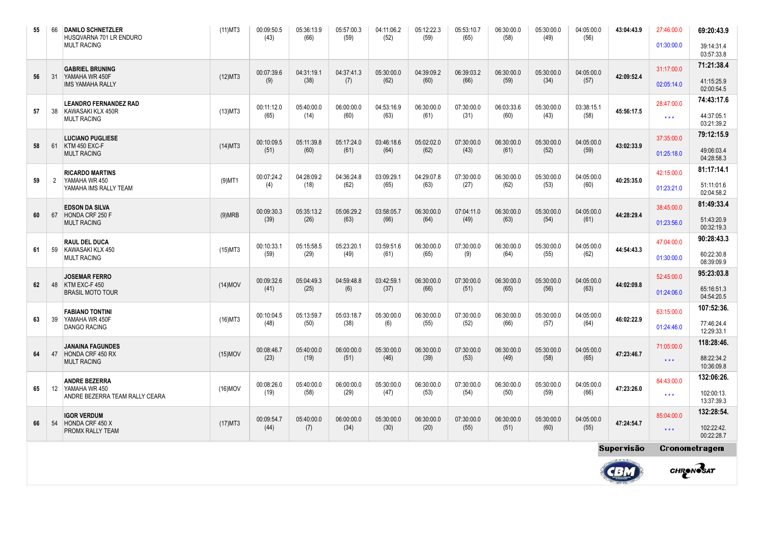| | | | | | | | | | | | | | | | |
|---|---|---|---|---|---|---|---|---|---|---|---|---|---|---|---|
| 55 | 66 | **DANILO SCHNETZLER**<br>HUSQVARNA 701 LR ENDURO<br>MULT RACING | (11)MT3 | 00:09:50.5<br>(43) | 05:36:13.9<br>(66) | 05:57:00.3<br>(59) | 04:11:06.2<br>(52) | 05:12:22.3<br>(59) | 05:53:10.7<br>(65) | 06:30:00.0<br>(58) | 05:30:00.0<br>(49) | 04:05:00.0<br>(56) | **43:04:43.9** | 27:46:00.0<br>01:30:00.0 | **69:20:43.9**<br>39:14:31.4<br>03:57:33.8 |
| 56 | 31 | **GABRIEL BRUNING**<br>YAMAHA WR 450F<br>IMS YAMAHA RALLY | (12)MT3 | 00:07:39.6<br>(9) | 04:31:19.1<br>(38) | 04:37:41.3<br>(7) | 05:30:00.0<br>(62) | 04:39:09.2<br>(60) | 06:39:03.2<br>(66) | 06:30:00.0<br>(59) | 05:30:00.0<br>(34) | 04:05:00.0<br>(57) | **42:09:52.4** | 31:17:00.0<br>02:05:14.0 | **71:21:38.4**<br>41:15:25.9<br>02:00:54.5 |
| 57 | 38 | **LEANDRO FERNANDEZ RAD**<br>KAWASAKI KLX 450R<br>MULT RACING | (13)MT3 | 00:11:12.0<br>(65) | 05:40:00.0<br>(14) | 06:00:00.0<br>(60) | 04:53:16.9<br>(63) | 06:30:00.0<br>(61) | 07:30:00.0<br>(31) | 06:03:33.6<br>(60) | 05:30:00.0<br>(43) | 03:38:15.1<br>(58) | **45:56:17.5** | 28:47:00.0<br>* * * | **74:43:17.6**<br>44:37:05.1<br>03:21:39.2 |
| 58 | 61 | **LUCIANO PUGLIESE**<br>KTM 450 EXC-F<br>MULT RACING | (14)MT3 | 00:10:09.5<br>(51) | 05:11:39.8<br>(60) | 05:17:24.0<br>(61) | 03:46:18.6<br>(64) | 05:02:02.0<br>(62) | 07:30:00.0<br>(43) | 06:30:00.0<br>(61) | 05:30:00.0<br>(52) | 04:05:00.0<br>(59) | **43:02:33.9** | 37:35:00.0<br>01:25:18.0 | **79:12:15.9**<br>49:06:03.4<br>04:28:58.3 |
| 59 | 2 | **RICARDO MARTINS**<br>YAMAHA WR 450<br>YAMAHA IMS RALLY TEAM | (9)MT1 | 00:07:24.2<br>(4) | 04:28:09.2<br>(18) | 04:36:24.8<br>(62) | 03:09:29.1<br>(65) | 04:29:07.8<br>(63) | 07:30:00.0<br>(27) | 06:30:00.0<br>(62) | 05:30:00.0<br>(53) | 04:05:00.0<br>(60) | **40:25:35.0** | 42:15:00.0<br>01:23:21.0 | **81:17:14.1**<br>51:11:01.6<br>02:04:58.2 |
| 60 | 67 | **EDSON DA SILVA**<br>HONDA CRF 250 F<br>MULT RACING | (9)MRB | 00:09:30.3<br>(39) | 05:35:13.2<br>(26) | 05:06:29.2<br>(63) | 03:58:05.7<br>(66) | 06:30:00.0<br>(64) | 07:04:11.0<br>(49) | 06:30:00.0<br>(63) | 05:30:00.0<br>(54) | 04:05:00.0<br>(61) | **44:28:29.4** | 38:45:00.0<br>01:23:56.0 | **81:49:33.4**<br>51:43:20.9<br>00:32:19.3 |
| 61 | 59 | **RAUL DEL DUCA**<br>KAWASAKI KLX 450<br>MULT RACING | (15)MT3 | 00:10:33.1<br>(59) | 05:15:58.5<br>(29) | 05:23:20.1<br>(49) | 03:59:51.6<br>(61) | 06:30:00.0<br>(65) | 07:30:00.0<br>(9) | 06:30:00.0<br>(64) | 05:30:00.0<br>(55) | 04:05:00.0<br>(62) | **44:54:43.3** | 47:04:00.0<br>01:30:00.0 | **90:28:43.3**<br>60:22:30.8<br>08:39:09.9 |
| 62 | 48 | **JOSEMAR FERRO**<br>KTM EXC-F 450<br>BRASIL MOTO TOUR | (14)MOV | 00:09:32.6<br>(41) | 05:04:49.3<br>(25) | 04:59:48.8<br>(6) | 03:42:59.1<br>(37) | 06:30:00.0<br>(66) | 07:30:00.0<br>(51) | 06:30:00.0<br>(65) | 05:30:00.0<br>(56) | 04:05:00.0<br>(63) | **44:02:09.8** | 52:45:00.0<br>01:24:06.0 | **95:23:03.8**<br>65:16:51.3<br>04:54:20.5 |
| 63 | 39 | **FABIANO TONTINI**<br>YAMAHA WR 450F<br>DANGO RACING | (16)MT3 | 00:10:04.5<br>(48) | 05:13:59.7<br>(50) | 05:03:18.7<br>(38) | 05:30:00.0<br>(6) | 06:30:00.0<br>(55) | 07:30:00.0<br>(52) | 06:30:00.0<br>(66) | 05:30:00.0<br>(57) | 04:05:00.0<br>(64) | **46:02:22.9** | 63:15:00.0<br>01:24:46.0 | **107:52:36.**<br>77:46:24.4<br>12:29:33.1 |
| 64 | 47 | **JANAINA FAGUNDES**<br>HONDA CRF 450 RX<br>MULT RACING | (15)MOV | 00:08:46.7<br>(23) | 05:40:00.0<br>(19) | 06:00:00.0<br>(51) | 05:30:00.0<br>(46) | 06:30:00.0<br>(39) | 07:30:00.0<br>(53) | 06:30:00.0<br>(49) | 05:30:00.0<br>(58) | 04:05:00.0<br>(65) | **47:23:46.7** | 71:05:00.0<br>* * * | **118:28:46.**<br>88:22:34.2<br>10:36:09.8 |
| 65 | 12 | **ANDRE BEZERRA**<br>YAMAHA WR 450<br>ANDRE BEZERRA TEAM RALLY CEARA | (16)MOV | 00:08:26.0<br>(19) | 05:40:00.0<br>(58) | 06:00:00.0<br>(29) | 05:30:00.0<br>(47) | 06:30:00.0<br>(53) | 07:30:00.0<br>(54) | 06:30:00.0<br>(50) | 05:30:00.0<br>(59) | 04:05:00.0<br>(66) | **47:23:26.0** | 84:43:00.0<br>* * * | **132:06:26.**<br>102:00:13.<br>13:37:39.3 |
| 66 | 54 | **IGOR VERDUM**<br>HONDA CRF 450 X<br>PROMX RALLY TEAM | (17)MT3 | 00:09:54.7<br>(44) | 05:40:00.0<br>(7) | 06:00:00.0<br>(34) | 05:30:00.0<br>(30) | 06:30:00.0<br>(20) | 07:30:00.0<br>(55) | 06:30:00.0<br>(51) | 05:30:00.0<br>(60) | 04:05:00.0<br>(55) | **47:24:54.7** | 85:04:00.0<br>* * * | **132:28:54.**<br>102:22:42.<br>00:22:28.7 |

Supervisão — CBM

Cronometragem — CHRONOSAT